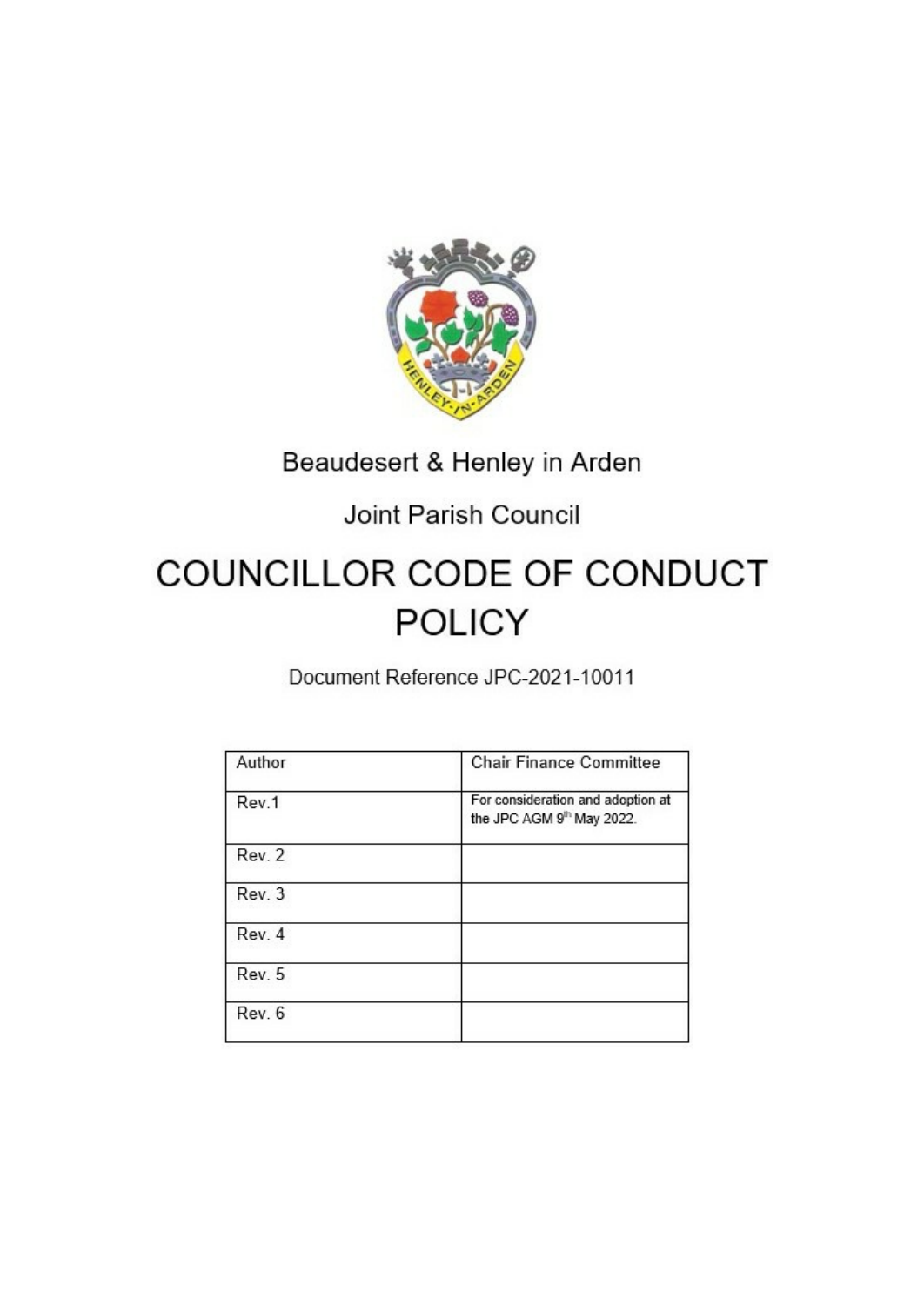Beaudesert & Henley in Arden

Joint Parish Council

# COUNCILLOR CODE OF CONDUCT POLICY

Document Reference JPC-2021-10011

| Author | Chair Finance Committee |
| --- | --- |
| Rev.1 | For consideration and adoption at the JPC AGM 9th May 2022. |
| Rev. 2 | |
| Rev. 3 | |
| Rev. 4 | |
| Rev. 5 | |
| Rev. 6 | |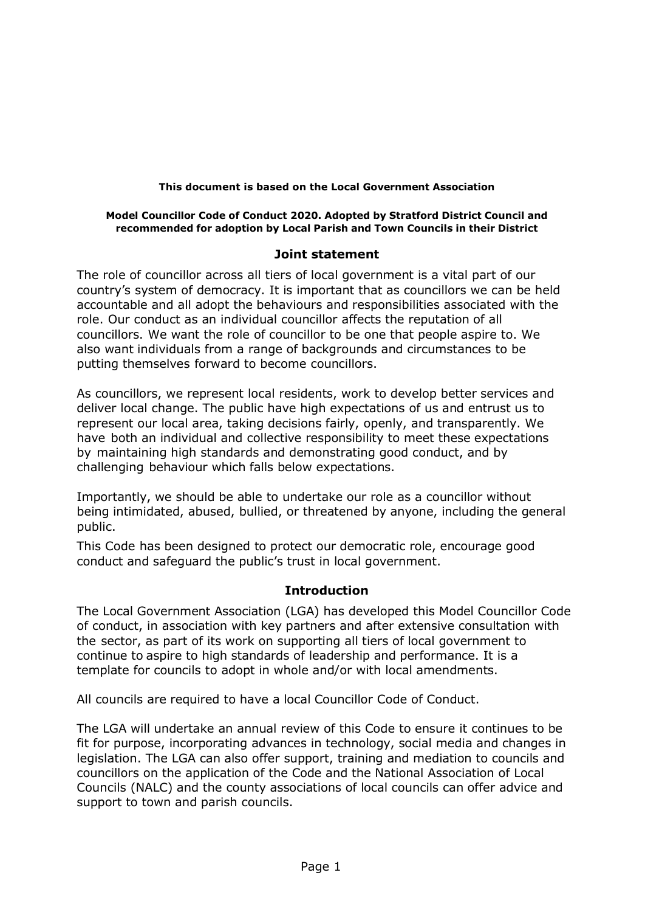**This document is based on the Local Government Association**

**Model Councillor Code of Conduct 2020. Adopted by Stratford District Council and recommended for adoption by Local Parish and Town Councils in their District**

## Joint statement

The role of councillor across all tiers of local government is a vital part of our country's system of democracy. It is important that as councillors we can be held accountable and all adopt the behaviours and responsibilities associated with the role. Our conduct as an individual councillor affects the reputation of all councillors. We want the role of councillor to be one that people aspire to. We also want individuals from a range of backgrounds and circumstances to be putting themselves forward to become councillors.

As councillors, we represent local residents, work to develop better services and deliver local change. The public have high expectations of us and entrust us to represent our local area, taking decisions fairly, openly, and transparently. We have both an individual and collective responsibility to meet these expectations by maintaining high standards and demonstrating good conduct, and by challenging behaviour which falls below expectations.

Importantly, we should be able to undertake our role as a councillor without being intimidated, abused, bullied, or threatened by anyone, including the general public.

This Code has been designed to protect our democratic role, encourage good conduct and safeguard the public's trust in local government.

## Introduction

The Local Government Association (LGA) has developed this Model Councillor Code of conduct, in association with key partners and after extensive consultation with the sector, as part of its work on supporting all tiers of local government to continue to aspire to high standards of leadership and performance. It is a template for councils to adopt in whole and/or with local amendments.

All councils are required to have a local Councillor Code of Conduct.

The LGA will undertake an annual review of this Code to ensure it continues to be fit for purpose, incorporating advances in technology, social media and changes in legislation. The LGA can also offer support, training and mediation to councils and councillors on the application of the Code and the National Association of Local Councils (NALC) and the county associations of local councils can offer advice and support to town and parish councils.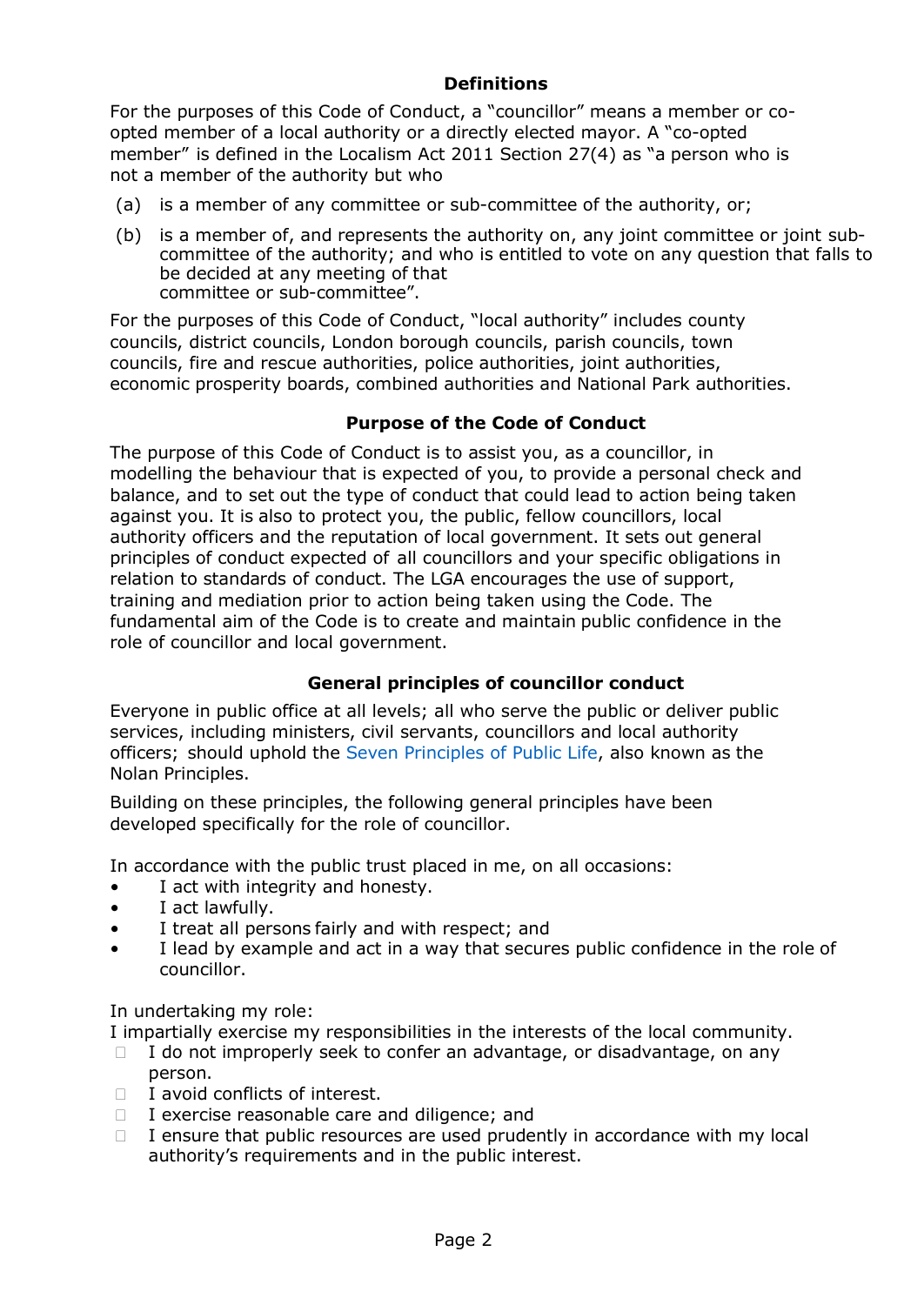## Definitions

For the purposes of this Code of Conduct, a "councillor" means a member or co-opted member of a local authority or a directly elected mayor. A "co-opted member" is defined in the Localism Act 2011 Section 27(4) as "a person who is not a member of the authority but who

(a) is a member of any committee or sub-committee of the authority, or;

(b) is a member of, and represents the authority on, any joint committee or joint sub-committee of the authority; and who is entitled to vote on any question that falls to be decided at any meeting of that committee or sub-committee".

For the purposes of this Code of Conduct, "local authority" includes county councils, district councils, London borough councils, parish councils, town councils, fire and rescue authorities, police authorities, joint authorities, economic prosperity boards, combined authorities and National Park authorities.

## Purpose of the Code of Conduct

The purpose of this Code of Conduct is to assist you, as a councillor, in modelling the behaviour that is expected of you, to provide a personal check and balance, and to set out the type of conduct that could lead to action being taken against you. It is also to protect you, the public, fellow councillors, local authority officers and the reputation of local government. It sets out general principles of conduct expected of all councillors and your specific obligations in relation to standards of conduct. The LGA encourages the use of support, training and mediation prior to action being taken using the Code. The fundamental aim of the Code is to create and maintain public confidence in the role of councillor and local government.

## General principles of councillor conduct

Everyone in public office at all levels; all who serve the public or deliver public services, including ministers, civil servants, councillors and local authority officers; should uphold the Seven Principles of Public Life, also known as the Nolan Principles.

Building on these principles, the following general principles have been developed specifically for the role of councillor.

In accordance with the public trust placed in me, on all occasions:

- I act with integrity and honesty.
- I act lawfully.
- I treat all persons fairly and with respect; and
- I lead by example and act in a way that secures public confidence in the role of councillor.

In undertaking my role:

I impartially exercise my responsibilities in the interests of the local community.

- I do not improperly seek to confer an advantage, or disadvantage, on any person.
- I avoid conflicts of interest.
- I exercise reasonable care and diligence; and
- I ensure that public resources are used prudently in accordance with my local authority's requirements and in the public interest.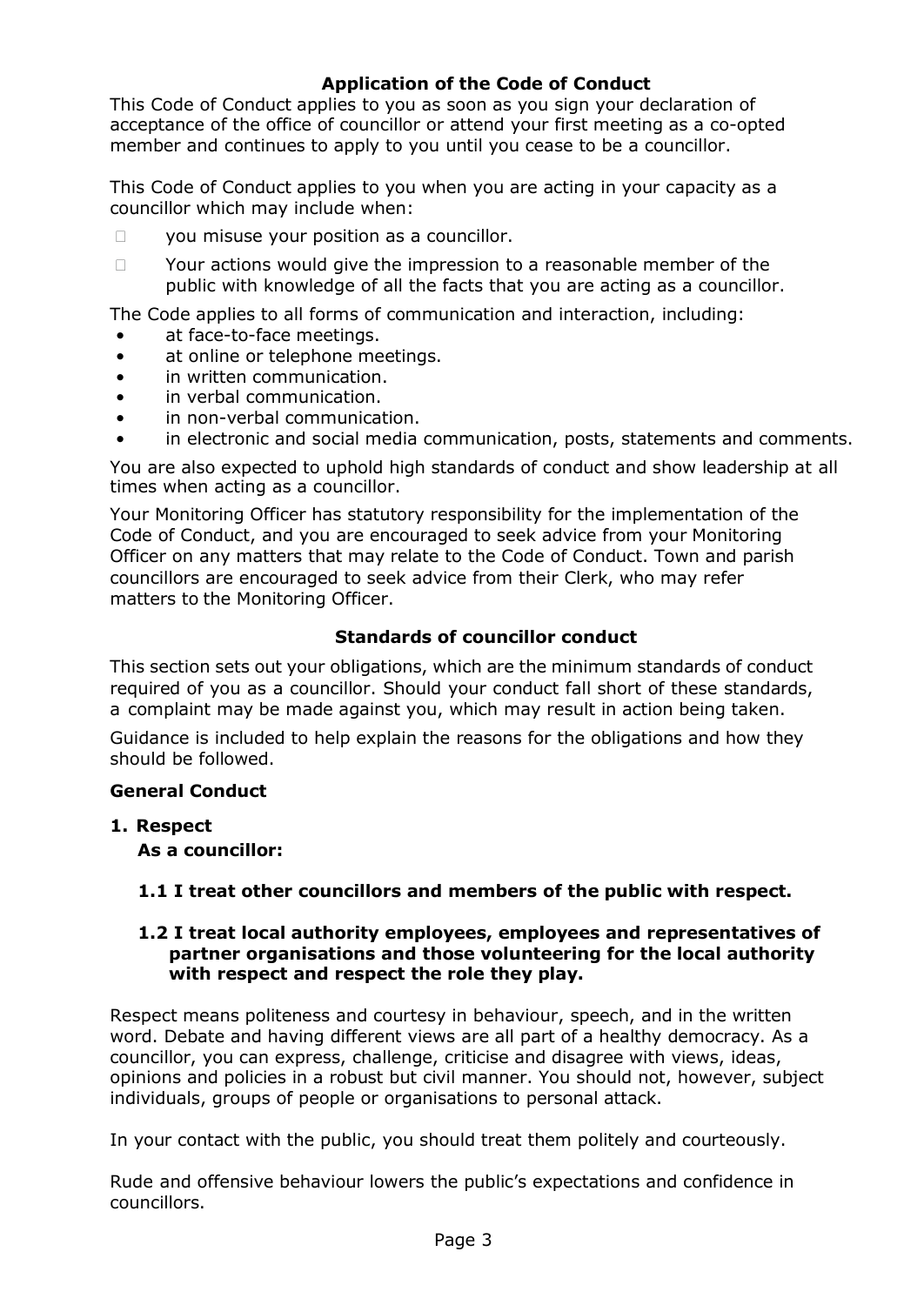## Application of the Code of Conduct

This Code of Conduct applies to you as soon as you sign your declaration of acceptance of the office of councillor or attend your first meeting as a co-opted member and continues to apply to you until you cease to be a councillor.

This Code of Conduct applies to you when you are acting in your capacity as a councillor which may include when:

- you misuse your position as a councillor.
- Your actions would give the impression to a reasonable member of the public with knowledge of all the facts that you are acting as a councillor.

The Code applies to all forms of communication and interaction, including:

- at face-to-face meetings.
- at online or telephone meetings.
- in written communication.
- in verbal communication.
- in non-verbal communication.
- in electronic and social media communication, posts, statements and comments.

You are also expected to uphold high standards of conduct and show leadership at all times when acting as a councillor.

Your Monitoring Officer has statutory responsibility for the implementation of the Code of Conduct, and you are encouraged to seek advice from your Monitoring Officer on any matters that may relate to the Code of Conduct. Town and parish councillors are encouraged to seek advice from their Clerk, who may refer matters to the Monitoring Officer.

## Standards of councillor conduct

This section sets out your obligations, which are the minimum standards of conduct required of you as a councillor. Should your conduct fall short of these standards, a complaint may be made against you, which may result in action being taken.

Guidance is included to help explain the reasons for the obligations and how they should be followed.

### General Conduct

**1. Respect**

**As a councillor:**

**1.1 I treat other councillors and members of the public with respect.**

**1.2 I treat local authority employees, employees and representatives of partner organisations and those volunteering for the local authority with respect and respect the role they play.**

Respect means politeness and courtesy in behaviour, speech, and in the written word. Debate and having different views are all part of a healthy democracy. As a councillor, you can express, challenge, criticise and disagree with views, ideas, opinions and policies in a robust but civil manner. You should not, however, subject individuals, groups of people or organisations to personal attack.

In your contact with the public, you should treat them politely and courteously.

Rude and offensive behaviour lowers the public's expectations and confidence in councillors.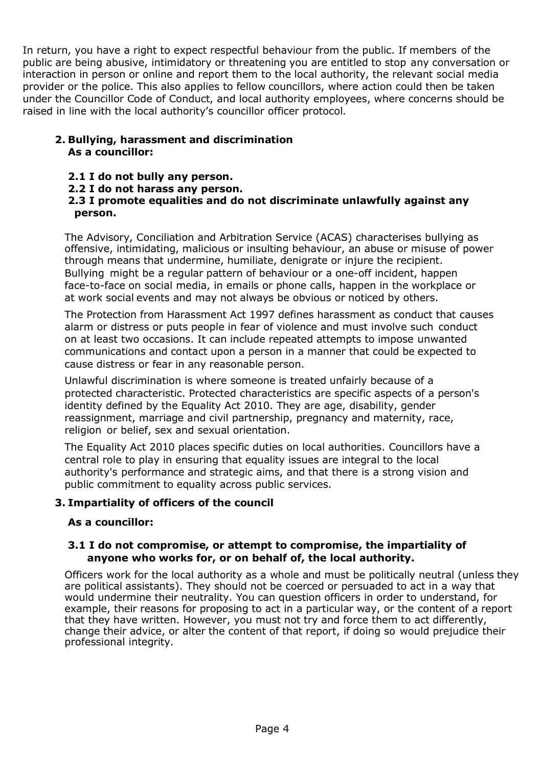In return, you have a right to expect respectful behaviour from the public. If members of the public are being abusive, intimidatory or threatening you are entitled to stop any conversation or interaction in person or online and report them to the local authority, the relevant social media provider or the police. This also applies to fellow councillors, where action could then be taken under the Councillor Code of Conduct, and local authority employees, where concerns should be raised in line with the local authority's councillor officer protocol.

## 2. Bullying, harassment and discrimination

**As a councillor:**

**2.1 I do not bully any person.**

**2.2 I do not harass any person.**

**2.3 I promote equalities and do not discriminate unlawfully against any person.**

The Advisory, Conciliation and Arbitration Service (ACAS) characterises bullying as offensive, intimidating, malicious or insulting behaviour, an abuse or misuse of power through means that undermine, humiliate, denigrate or injure the recipient. Bullying might be a regular pattern of behaviour or a one-off incident, happen face-to-face on social media, in emails or phone calls, happen in the workplace or at work social events and may not always be obvious or noticed by others.

The Protection from Harassment Act 1997 defines harassment as conduct that causes alarm or distress or puts people in fear of violence and must involve such conduct on at least two occasions. It can include repeated attempts to impose unwanted communications and contact upon a person in a manner that could be expected to cause distress or fear in any reasonable person.

Unlawful discrimination is where someone is treated unfairly because of a protected characteristic. Protected characteristics are specific aspects of a person's identity defined by the Equality Act 2010. They are age, disability, gender reassignment, marriage and civil partnership, pregnancy and maternity, race, religion or belief, sex and sexual orientation.

The Equality Act 2010 places specific duties on local authorities. Councillors have a central role to play in ensuring that equality issues are integral to the local authority's performance and strategic aims, and that there is a strong vision and public commitment to equality across public services.

## 3. Impartiality of officers of the council

**As a councillor:**

**3.1 I do not compromise, or attempt to compromise, the impartiality of anyone who works for, or on behalf of, the local authority.**

Officers work for the local authority as a whole and must be politically neutral (unless they are political assistants). They should not be coerced or persuaded to act in a way that would undermine their neutrality. You can question officers in order to understand, for example, their reasons for proposing to act in a particular way, or the content of a report that they have written. However, you must not try and force them to act differently, change their advice, or alter the content of that report, if doing so would prejudice their professional integrity.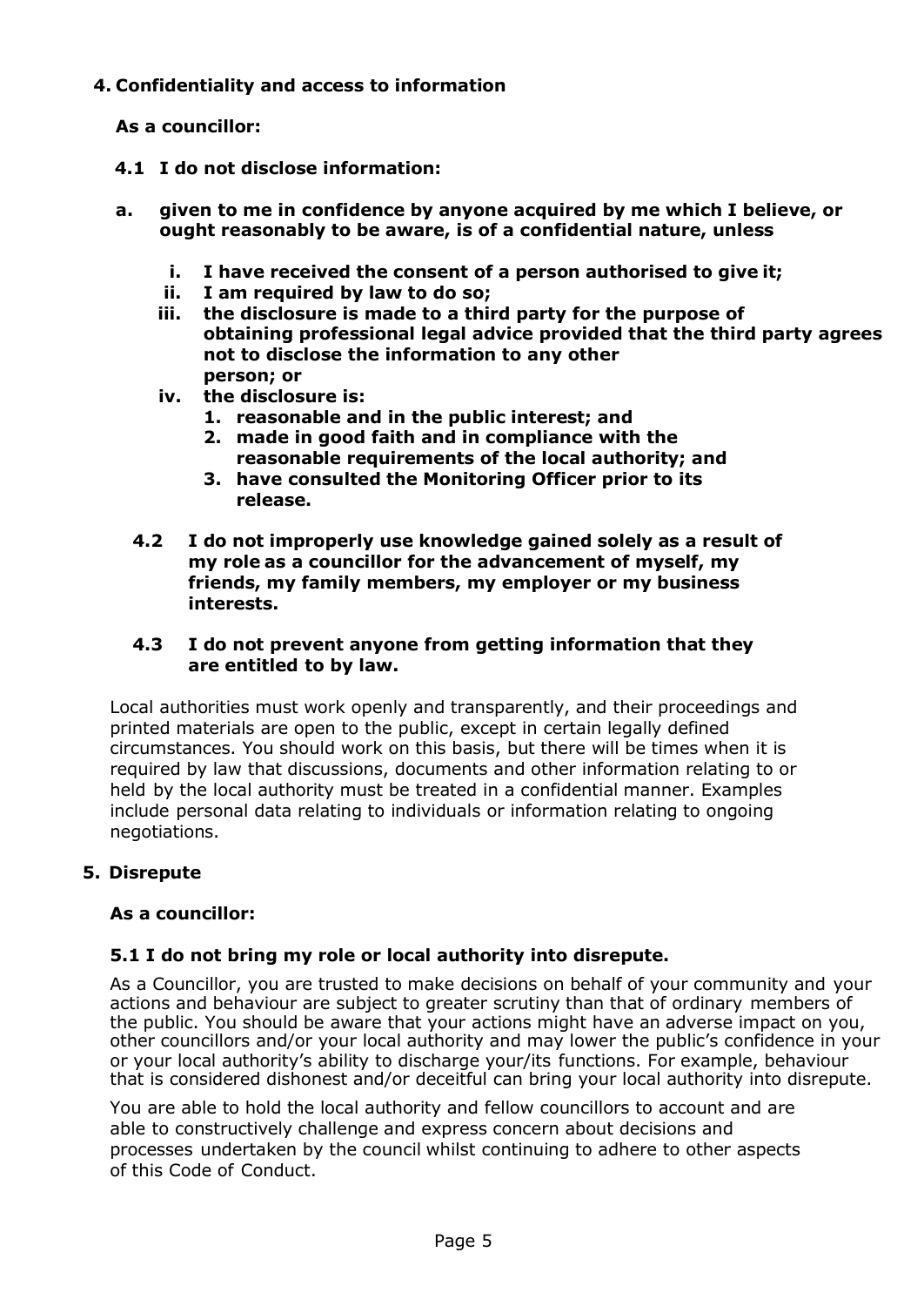## 4. Confidentiality and access to information

**As a councillor:**

**4.1 I do not disclose information:**

**a. given to me in confidence by anyone acquired by me which I believe, or ought reasonably to be aware, is of a confidential nature, unless**

   **i. I have received the consent of a person authorised to give it;**
   **ii. I am required by law to do so;**
   **iii. the disclosure is made to a third party for the purpose of obtaining professional legal advice provided that the third party agrees not to disclose the information to any other person; or**
   **iv. the disclosure is:**
      **1. reasonable and in the public interest; and**
      **2. made in good faith and in compliance with the reasonable requirements of the local authority; and**
      **3. have consulted the Monitoring Officer prior to its release.**

**4.2 I do not improperly use knowledge gained solely as a result of my role as a councillor for the advancement of myself, my friends, my family members, my employer or my business interests.**

**4.3 I do not prevent anyone from getting information that they are entitled to by law.**

Local authorities must work openly and transparently, and their proceedings and printed materials are open to the public, except in certain legally defined circumstances. You should work on this basis, but there will be times when it is required by law that discussions, documents and other information relating to or held by the local authority must be treated in a confidential manner. Examples include personal data relating to individuals or information relating to ongoing negotiations.

## 5. Disrepute

**As a councillor:**

**5.1 I do not bring my role or local authority into disrepute.**

As a Councillor, you are trusted to make decisions on behalf of your community and your actions and behaviour are subject to greater scrutiny than that of ordinary members of the public. You should be aware that your actions might have an adverse impact on you, other councillors and/or your local authority and may lower the public's confidence in your or your local authority's ability to discharge your/its functions. For example, behaviour that is considered dishonest and/or deceitful can bring your local authority into disrepute.

You are able to hold the local authority and fellow councillors to account and are able to constructively challenge and express concern about decisions and processes undertaken by the council whilst continuing to adhere to other aspects of this Code of Conduct.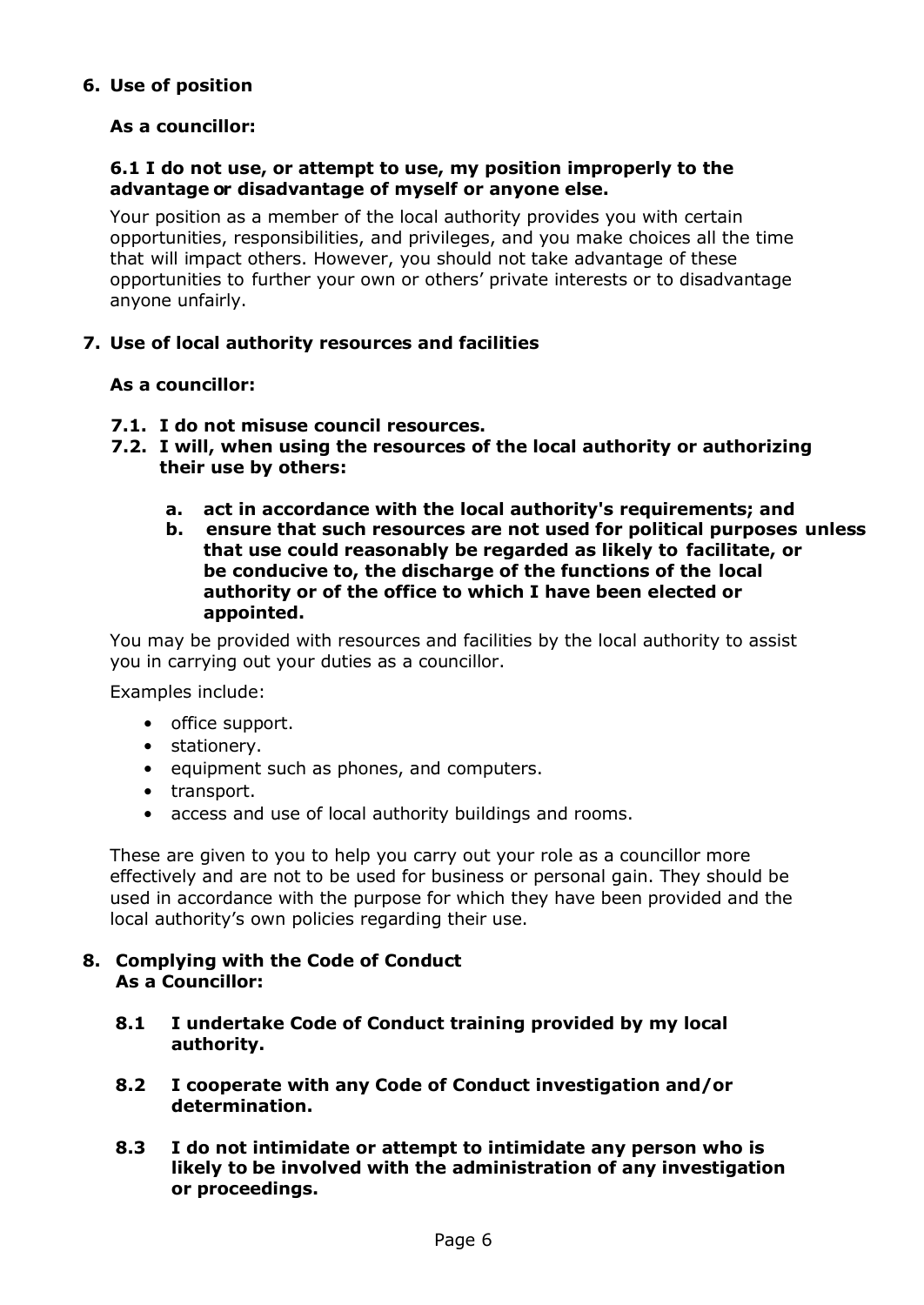## 6. Use of position

**As a councillor:**

**6.1 I do not use, or attempt to use, my position improperly to the advantage or disadvantage of myself or anyone else.**

Your position as a member of the local authority provides you with certain opportunities, responsibilities, and privileges, and you make choices all the time that will impact others. However, you should not take advantage of these opportunities to further your own or others' private interests or to disadvantage anyone unfairly.

## 7. Use of local authority resources and facilities

**As a councillor:**

**7.1. I do not misuse council resources.**

**7.2. I will, when using the resources of the local authority or authorizing their use by others:**

**a. act in accordance with the local authority's requirements; and**

**b. ensure that such resources are not used for political purposes unless that use could reasonably be regarded as likely to facilitate, or be conducive to, the discharge of the functions of the local authority or of the office to which I have been elected or appointed.**

You may be provided with resources and facilities by the local authority to assist you in carrying out your duties as a councillor.

Examples include:

- office support.
- stationery.
- equipment such as phones, and computers.
- transport.
- access and use of local authority buildings and rooms.

These are given to you to help you carry out your role as a councillor more effectively and are not to be used for business or personal gain. They should be used in accordance with the purpose for which they have been provided and the local authority's own policies regarding their use.

## 8. Complying with the Code of Conduct

**As a Councillor:**

**8.1 I undertake Code of Conduct training provided by my local authority.**

**8.2 I cooperate with any Code of Conduct investigation and/or determination.**

**8.3 I do not intimidate or attempt to intimidate any person who is likely to be involved with the administration of any investigation or proceedings.**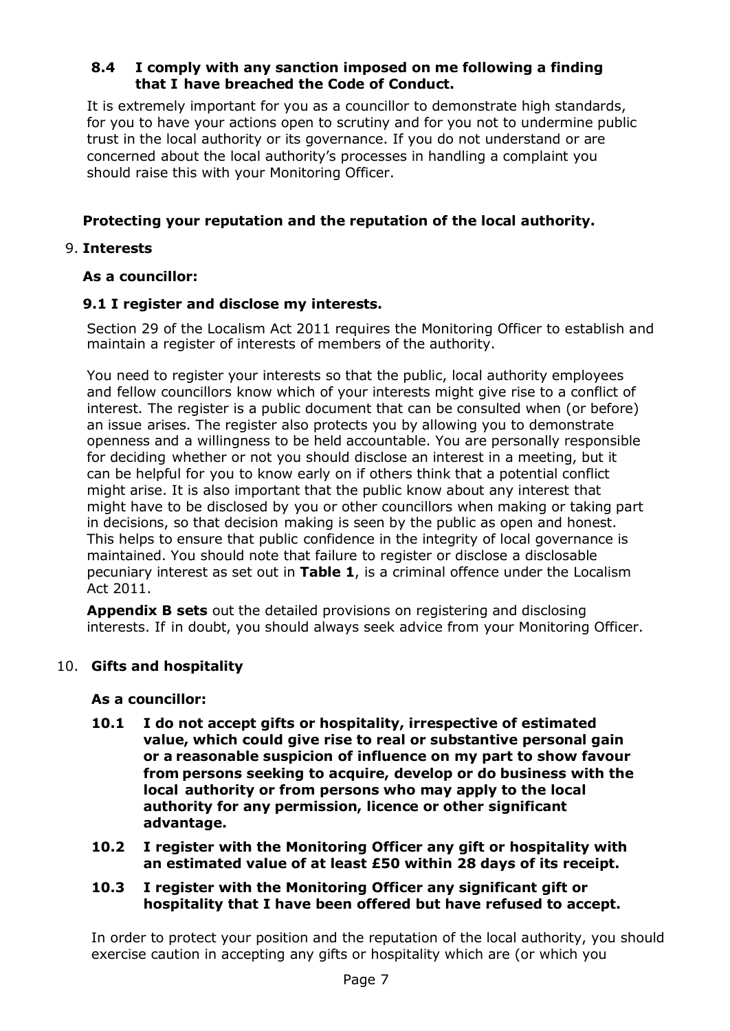**8.4 I comply with any sanction imposed on me following a finding that I have breached the Code of Conduct.**

It is extremely important for you as a councillor to demonstrate high standards, for you to have your actions open to scrutiny and for you not to undermine public trust in the local authority or its governance. If you do not understand or are concerned about the local authority's processes in handling a complaint you should raise this with your Monitoring Officer.

## Protecting your reputation and the reputation of the local authority.

### 9. Interests

**As a councillor:**

**9.1 I register and disclose my interests.**

Section 29 of the Localism Act 2011 requires the Monitoring Officer to establish and maintain a register of interests of members of the authority.

You need to register your interests so that the public, local authority employees and fellow councillors know which of your interests might give rise to a conflict of interest. The register is a public document that can be consulted when (or before) an issue arises. The register also protects you by allowing you to demonstrate openness and a willingness to be held accountable. You are personally responsible for deciding whether or not you should disclose an interest in a meeting, but it can be helpful for you to know early on if others think that a potential conflict might arise. It is also important that the public know about any interest that might have to be disclosed by you or other councillors when making or taking part in decisions, so that decision making is seen by the public as open and honest. This helps to ensure that public confidence in the integrity of local governance is maintained. You should note that failure to register or disclose a disclosable pecuniary interest as set out in **Table 1**, is a criminal offence under the Localism Act 2011.

**Appendix B sets** out the detailed provisions on registering and disclosing interests. If in doubt, you should always seek advice from your Monitoring Officer.

### 10. Gifts and hospitality

**As a councillor:**

**10.1 I do not accept gifts or hospitality, irrespective of estimated value, which could give rise to real or substantive personal gain or a reasonable suspicion of influence on my part to show favour from persons seeking to acquire, develop or do business with the local authority or from persons who may apply to the local authority for any permission, licence or other significant advantage.**

**10.2 I register with the Monitoring Officer any gift or hospitality with an estimated value of at least £50 within 28 days of its receipt.**

**10.3 I register with the Monitoring Officer any significant gift or hospitality that I have been offered but have refused to accept.**

In order to protect your position and the reputation of the local authority, you should exercise caution in accepting any gifts or hospitality which are (or which you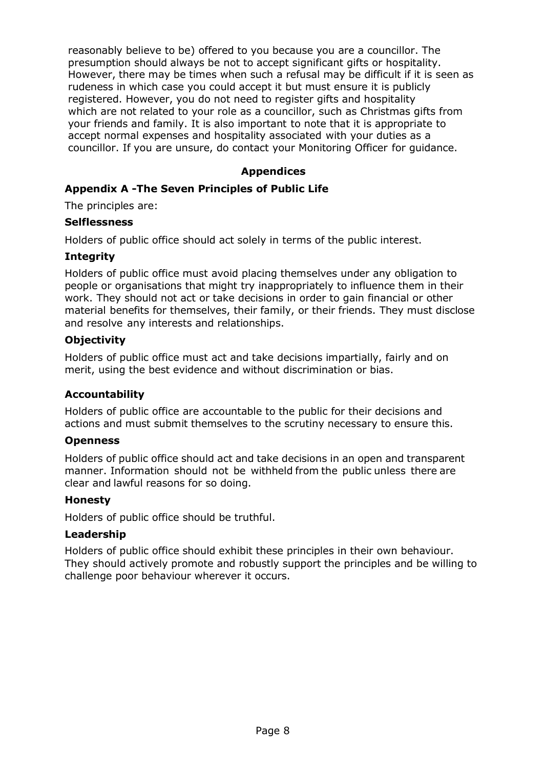reasonably believe to be) offered to you because you are a councillor. The presumption should always be not to accept significant gifts or hospitality. However, there may be times when such a refusal may be difficult if it is seen as rudeness in which case you could accept it but must ensure it is publicly registered. However, you do not need to register gifts and hospitality which are not related to your role as a councillor, such as Christmas gifts from your friends and family. It is also important to note that it is appropriate to accept normal expenses and hospitality associated with your duties as a councillor. If you are unsure, do contact your Monitoring Officer for guidance.

## Appendices

### Appendix A -The Seven Principles of Public Life

The principles are:

**Selflessness**

Holders of public office should act solely in terms of the public interest.

**Integrity**

Holders of public office must avoid placing themselves under any obligation to people or organisations that might try inappropriately to influence them in their work. They should not act or take decisions in order to gain financial or other material benefits for themselves, their family, or their friends. They must disclose and resolve any interests and relationships.

**Objectivity**

Holders of public office must act and take decisions impartially, fairly and on merit, using the best evidence and without discrimination or bias.

**Accountability**

Holders of public office are accountable to the public for their decisions and actions and must submit themselves to the scrutiny necessary to ensure this.

**Openness**

Holders of public office should act and take decisions in an open and transparent manner. Information should not be withheld from the public unless there are clear and lawful reasons for so doing.

**Honesty**

Holders of public office should be truthful.

**Leadership**

Holders of public office should exhibit these principles in their own behaviour. They should actively promote and robustly support the principles and be willing to challenge poor behaviour wherever it occurs.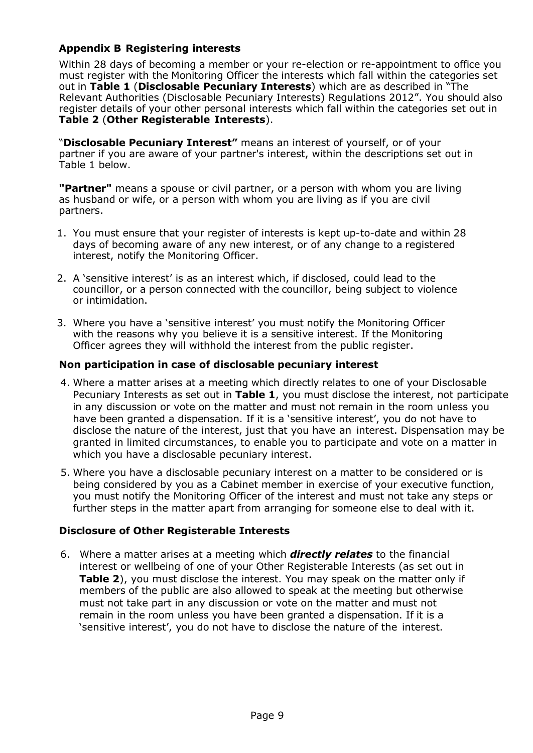## Appendix B Registering interests

Within 28 days of becoming a member or your re-election or re-appointment to office you must register with the Monitoring Officer the interests which fall within the categories set out in **Table 1** (**Disclosable Pecuniary Interests**) which are as described in "The Relevant Authorities (Disclosable Pecuniary Interests) Regulations 2012". You should also register details of your other personal interests which fall within the categories set out in **Table 2** (**Other Registerable Interests**).

"**Disclosable Pecuniary Interest"** means an interest of yourself, or of your partner if you are aware of your partner's interest, within the descriptions set out in Table 1 below.

**"Partner"** means a spouse or civil partner, or a person with whom you are living as husband or wife, or a person with whom you are living as if you are civil partners.

1. You must ensure that your register of interests is kept up-to-date and within 28 days of becoming aware of any new interest, or of any change to a registered interest, notify the Monitoring Officer.
2. A 'sensitive interest' is as an interest which, if disclosed, could lead to the councillor, or a person connected with the councillor, being subject to violence or intimidation.
3. Where you have a 'sensitive interest' you must notify the Monitoring Officer with the reasons why you believe it is a sensitive interest. If the Monitoring Officer agrees they will withhold the interest from the public register.

### Non participation in case of disclosable pecuniary interest

4. Where a matter arises at a meeting which directly relates to one of your Disclosable Pecuniary Interests as set out in **Table 1**, you must disclose the interest, not participate in any discussion or vote on the matter and must not remain in the room unless you have been granted a dispensation. If it is a 'sensitive interest', you do not have to disclose the nature of the interest, just that you have an interest. Dispensation may be granted in limited circumstances, to enable you to participate and vote on a matter in which you have a disclosable pecuniary interest.
5. Where you have a disclosable pecuniary interest on a matter to be considered or is being considered by you as a Cabinet member in exercise of your executive function, you must notify the Monitoring Officer of the interest and must not take any steps or further steps in the matter apart from arranging for someone else to deal with it.

### Disclosure of Other Registerable Interests

6. Where a matter arises at a meeting which ***directly relates*** to the financial interest or wellbeing of one of your Other Registerable Interests (as set out in **Table 2**), you must disclose the interest. You may speak on the matter only if members of the public are also allowed to speak at the meeting but otherwise must not take part in any discussion or vote on the matter and must not remain in the room unless you have been granted a dispensation. If it is a 'sensitive interest', you do not have to disclose the nature of the interest.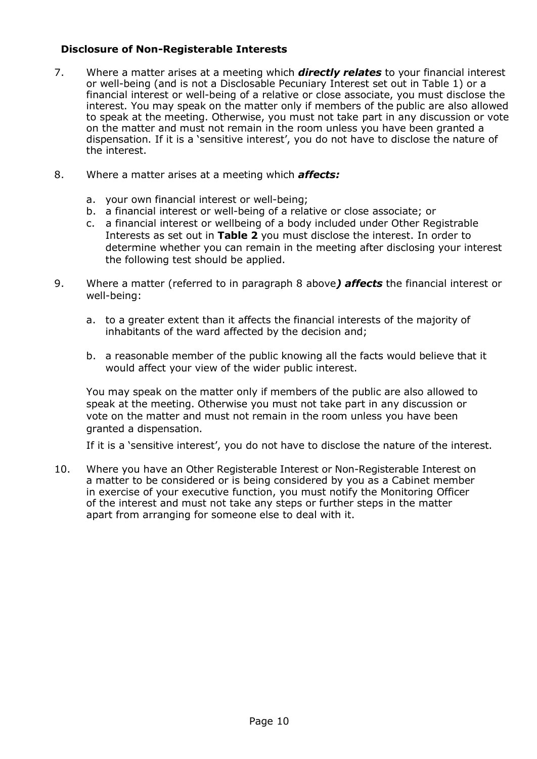### Disclosure of Non-Registerable Interests

7. Where a matter arises at a meeting which ***directly relates*** to your financial interest or well-being (and is not a Disclosable Pecuniary Interest set out in Table 1) or a financial interest or well-being of a relative or close associate, you must disclose the interest. You may speak on the matter only if members of the public are also allowed to speak at the meeting. Otherwise, you must not take part in any discussion or vote on the matter and must not remain in the room unless you have been granted a dispensation. If it is a 'sensitive interest', you do not have to disclose the nature of the interest.

8. Where a matter arises at a meeting which ***affects:***

   a. your own financial interest or well-being;
   b. a financial interest or well-being of a relative or close associate; or
   c. a financial interest or wellbeing of a body included under Other Registrable Interests as set out in **Table 2** you must disclose the interest. In order to determine whether you can remain in the meeting after disclosing your interest the following test should be applied.

9. Where a matter (referred to in paragraph 8 above***) affects*** the financial interest or well-being:

   a. to a greater extent than it affects the financial interests of the majority of inhabitants of the ward affected by the decision and;

   b. a reasonable member of the public knowing all the facts would believe that it would affect your view of the wider public interest.

   You may speak on the matter only if members of the public are also allowed to speak at the meeting. Otherwise you must not take part in any discussion or vote on the matter and must not remain in the room unless you have been granted a dispensation.

   If it is a 'sensitive interest', you do not have to disclose the nature of the interest.

10. Where you have an Other Registerable Interest or Non-Registerable Interest on a matter to be considered or is being considered by you as a Cabinet member in exercise of your executive function, you must notify the Monitoring Officer of the interest and must not take any steps or further steps in the matter apart from arranging for someone else to deal with it.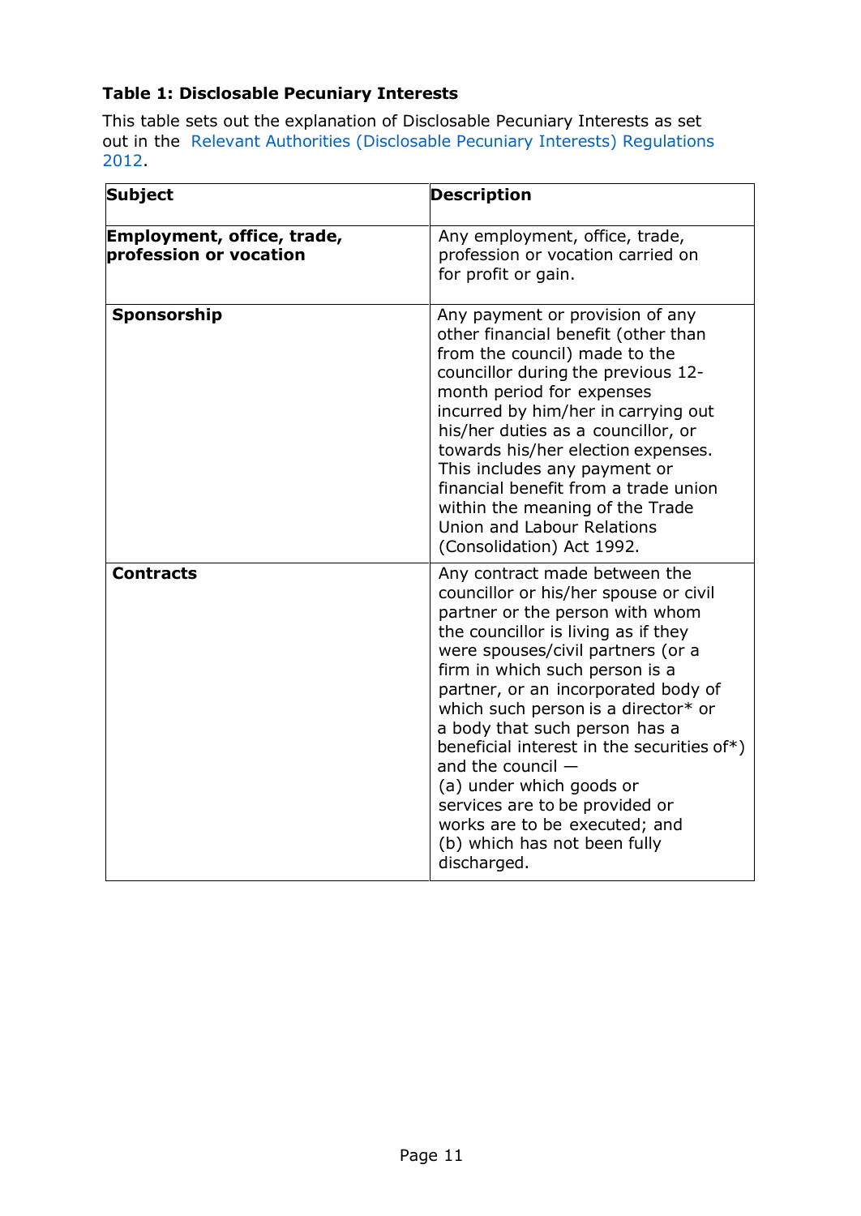**Table 1: Disclosable Pecuniary Interests**

This table sets out the explanation of Disclosable Pecuniary Interests as set out in the Relevant Authorities (Disclosable Pecuniary Interests) Regulations 2012.

| Subject | Description |
|---|---|
| **Employment, office, trade, profession or vocation** | Any employment, office, trade, profession or vocation carried on for profit or gain. |
| **Sponsorship** | Any payment or provision of any other financial benefit (other than from the council) made to the councillor during the previous 12-month period for expenses incurred by him/her in carrying out his/her duties as a councillor, or towards his/her election expenses. This includes any payment or financial benefit from a trade union within the meaning of the Trade Union and Labour Relations (Consolidation) Act 1992. |
| **Contracts** | Any contract made between the councillor or his/her spouse or civil partner or the person with whom the councillor is living as if they were spouses/civil partners (or a firm in which such person is a partner, or an incorporated body of which such person is a director* or a body that such person has a beneficial interest in the securities of*) and the council — (a) under which goods or services are to be provided or works are to be executed; and (b) which has not been fully discharged. |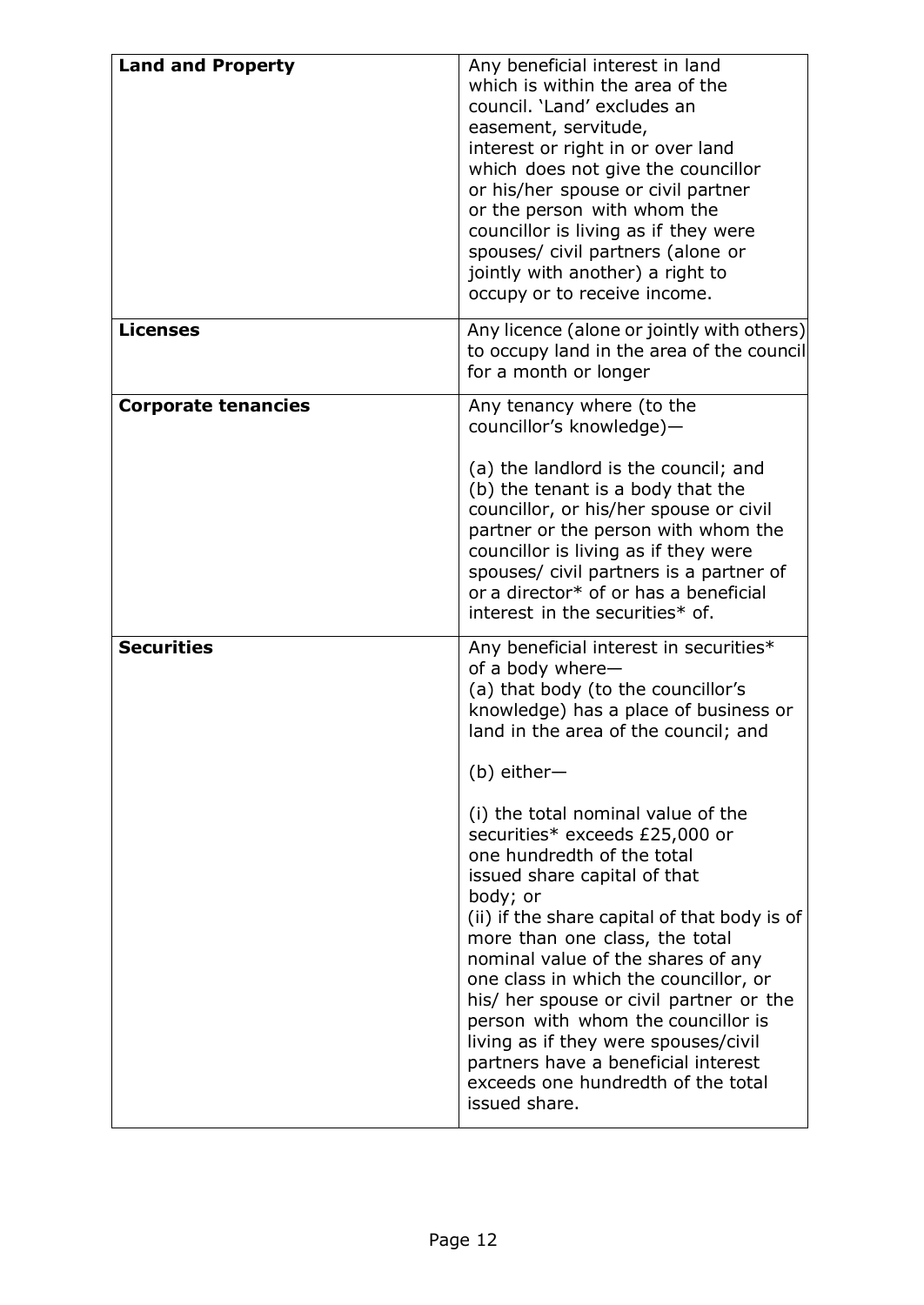| | |
|---|---|
| **Land and Property** | Any beneficial interest in land which is within the area of the council. 'Land' excludes an easement, servitude, interest or right in or over land which does not give the councillor or his/her spouse or civil partner or the person with whom the councillor is living as if they were spouses/ civil partners (alone or jointly with another) a right to occupy or to receive income. |
| **Licenses** | Any licence (alone or jointly with others) to occupy land in the area of the council for a month or longer |
| **Corporate tenancies** | Any tenancy where (to the councillor's knowledge)— <br><br> (a) the landlord is the council; and <br> (b) the tenant is a body that the councillor, or his/her spouse or civil partner or the person with whom the councillor is living as if they were spouses/ civil partners is a partner of or a director* of or has a beneficial interest in the securities* of. |
| **Securities** | Any beneficial interest in securities* of a body where— <br> (a) that body (to the councillor's knowledge) has a place of business or land in the area of the council; and <br><br> (b) either— <br><br> (i) the total nominal value of the securities* exceeds £25,000 or one hundredth of the total issued share capital of that body; or <br> (ii) if the share capital of that body is of more than one class, the total nominal value of the shares of any one class in which the councillor, or his/ her spouse or civil partner or the person with whom the councillor is living as if they were spouses/civil partners have a beneficial interest exceeds one hundredth of the total issued share. |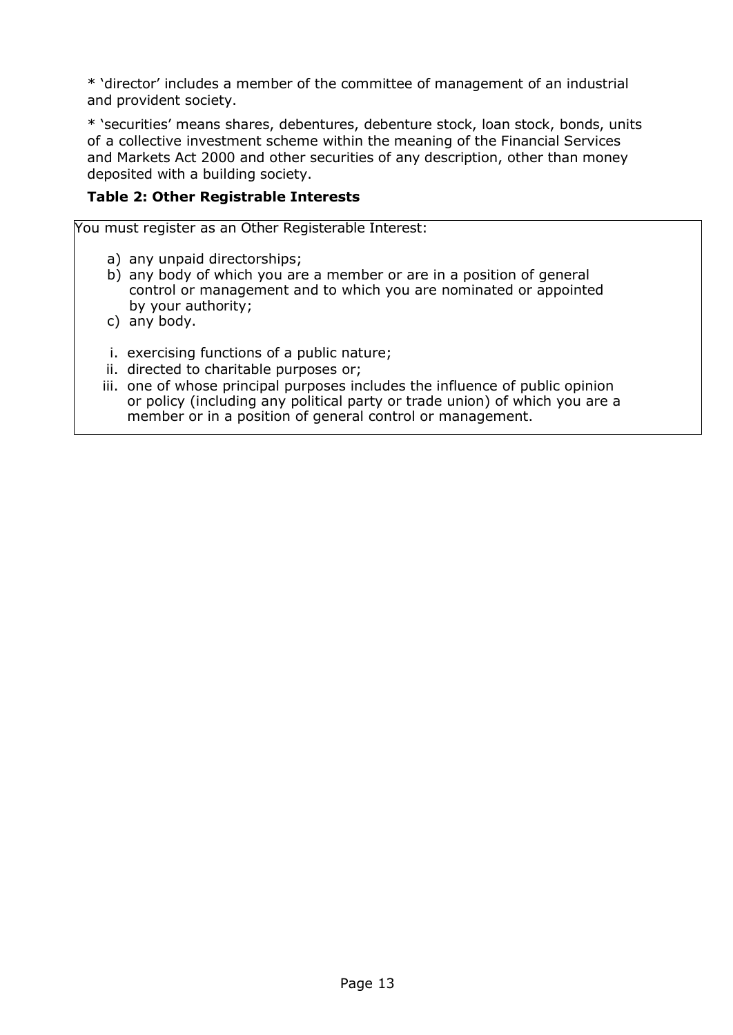* 'director' includes a member of the committee of management of an industrial and provident society.

* 'securities' means shares, debentures, debenture stock, loan stock, bonds, units of a collective investment scheme within the meaning of the Financial Services and Markets Act 2000 and other securities of any description, other than money deposited with a building society.

**Table 2: Other Registrable Interests**

You must register as an Other Registerable Interest:

a) any unpaid directorships;
b) any body of which you are a member or are in a position of general control or management and to which you are nominated or appointed by your authority;
c) any body.

i. exercising functions of a public nature;
ii. directed to charitable purposes or;
iii. one of whose principal purposes includes the influence of public opinion or policy (including any political party or trade union) of which you are a member or in a position of general control or management.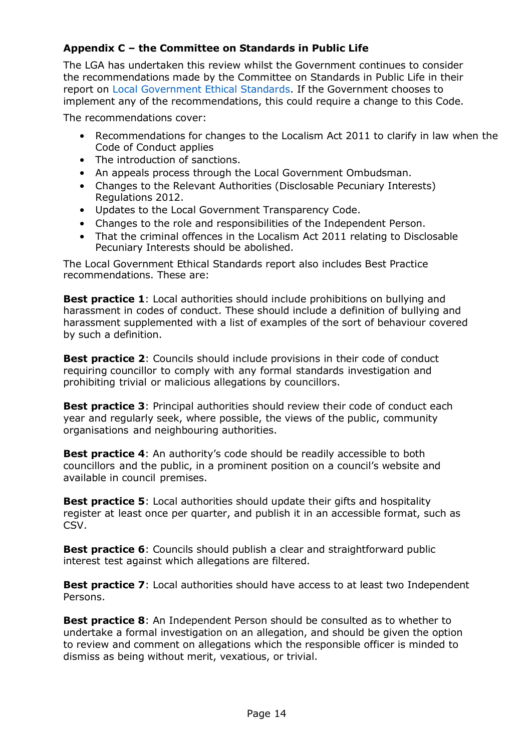### Appendix C – the Committee on Standards in Public Life

The LGA has undertaken this review whilst the Government continues to consider the recommendations made by the Committee on Standards in Public Life in their report on Local Government Ethical Standards. If the Government chooses to implement any of the recommendations, this could require a change to this Code.

The recommendations cover:

- Recommendations for changes to the Localism Act 2011 to clarify in law when the Code of Conduct applies
- The introduction of sanctions.
- An appeals process through the Local Government Ombudsman.
- Changes to the Relevant Authorities (Disclosable Pecuniary Interests) Regulations 2012.
- Updates to the Local Government Transparency Code.
- Changes to the role and responsibilities of the Independent Person.
- That the criminal offences in the Localism Act 2011 relating to Disclosable Pecuniary Interests should be abolished.

The Local Government Ethical Standards report also includes Best Practice recommendations. These are:

**Best practice 1**: Local authorities should include prohibitions on bullying and harassment in codes of conduct. These should include a definition of bullying and harassment supplemented with a list of examples of the sort of behaviour covered by such a definition.

**Best practice 2**: Councils should include provisions in their code of conduct requiring councillor to comply with any formal standards investigation and prohibiting trivial or malicious allegations by councillors.

**Best practice 3**: Principal authorities should review their code of conduct each year and regularly seek, where possible, the views of the public, community organisations and neighbouring authorities.

**Best practice 4**: An authority's code should be readily accessible to both councillors and the public, in a prominent position on a council's website and available in council premises.

**Best practice 5**: Local authorities should update their gifts and hospitality register at least once per quarter, and publish it in an accessible format, such as CSV.

**Best practice 6**: Councils should publish a clear and straightforward public interest test against which allegations are filtered.

**Best practice 7**: Local authorities should have access to at least two Independent Persons.

**Best practice 8**: An Independent Person should be consulted as to whether to undertake a formal investigation on an allegation, and should be given the option to review and comment on allegations which the responsible officer is minded to dismiss as being without merit, vexatious, or trivial.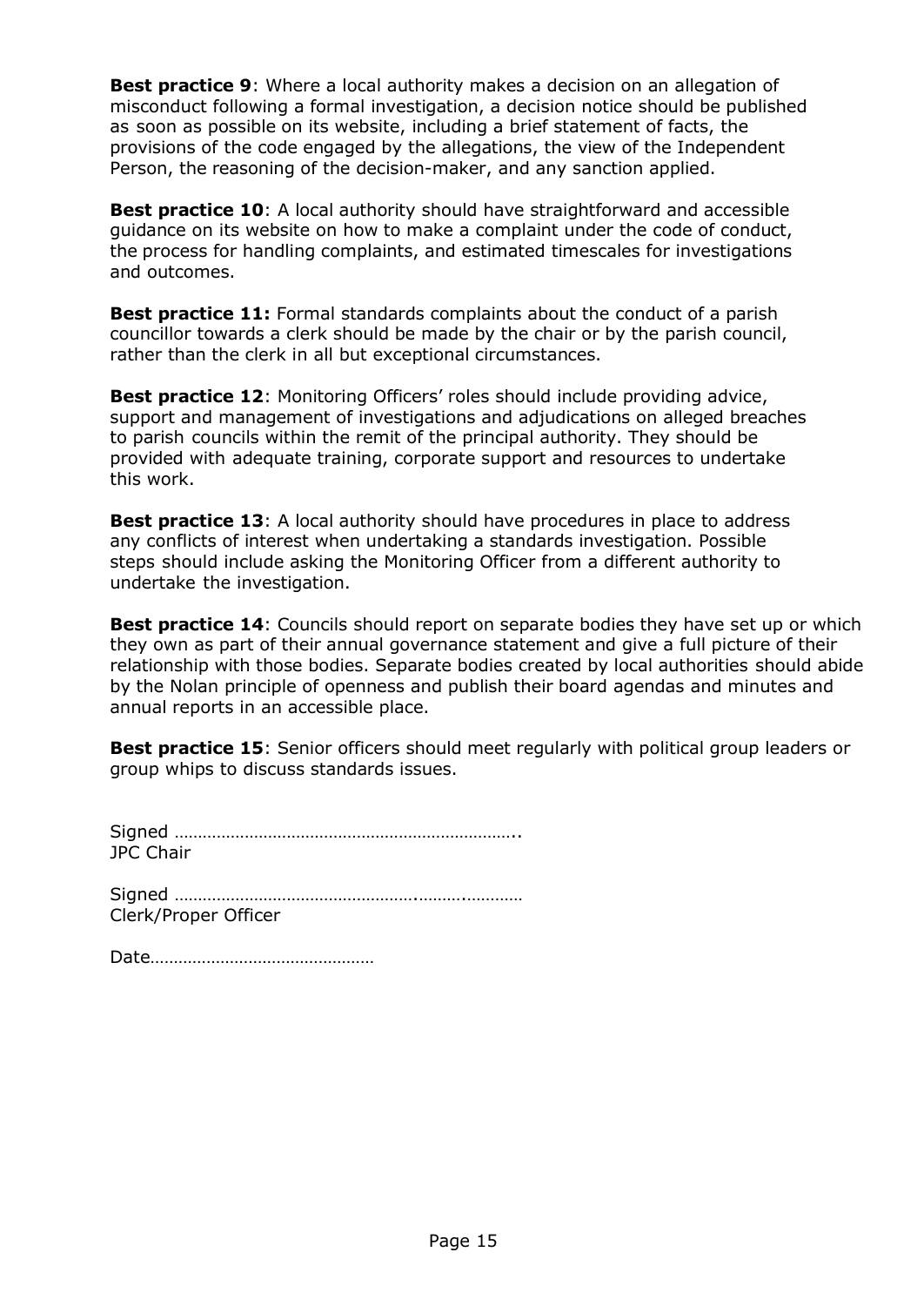**Best practice 9**: Where a local authority makes a decision on an allegation of misconduct following a formal investigation, a decision notice should be published as soon as possible on its website, including a brief statement of facts, the provisions of the code engaged by the allegations, the view of the Independent Person, the reasoning of the decision-maker, and any sanction applied.

**Best practice 10**: A local authority should have straightforward and accessible guidance on its website on how to make a complaint under the code of conduct, the process for handling complaints, and estimated timescales for investigations and outcomes.

**Best practice 11:** Formal standards complaints about the conduct of a parish councillor towards a clerk should be made by the chair or by the parish council, rather than the clerk in all but exceptional circumstances.

**Best practice 12**: Monitoring Officers' roles should include providing advice, support and management of investigations and adjudications on alleged breaches to parish councils within the remit of the principal authority. They should be provided with adequate training, corporate support and resources to undertake this work.

**Best practice 13**: A local authority should have procedures in place to address any conflicts of interest when undertaking a standards investigation. Possible steps should include asking the Monitoring Officer from a different authority to undertake the investigation.

**Best practice 14**: Councils should report on separate bodies they have set up or which they own as part of their annual governance statement and give a full picture of their relationship with those bodies. Separate bodies created by local authorities should abide by the Nolan principle of openness and publish their board agendas and minutes and annual reports in an accessible place.

**Best practice 15**: Senior officers should meet regularly with political group leaders or group whips to discuss standards issues.

Signed …………………………………………………………………..
JPC Chair

Signed …………………………………………..……..…………
Clerk/Proper Officer

Date…………………………………………